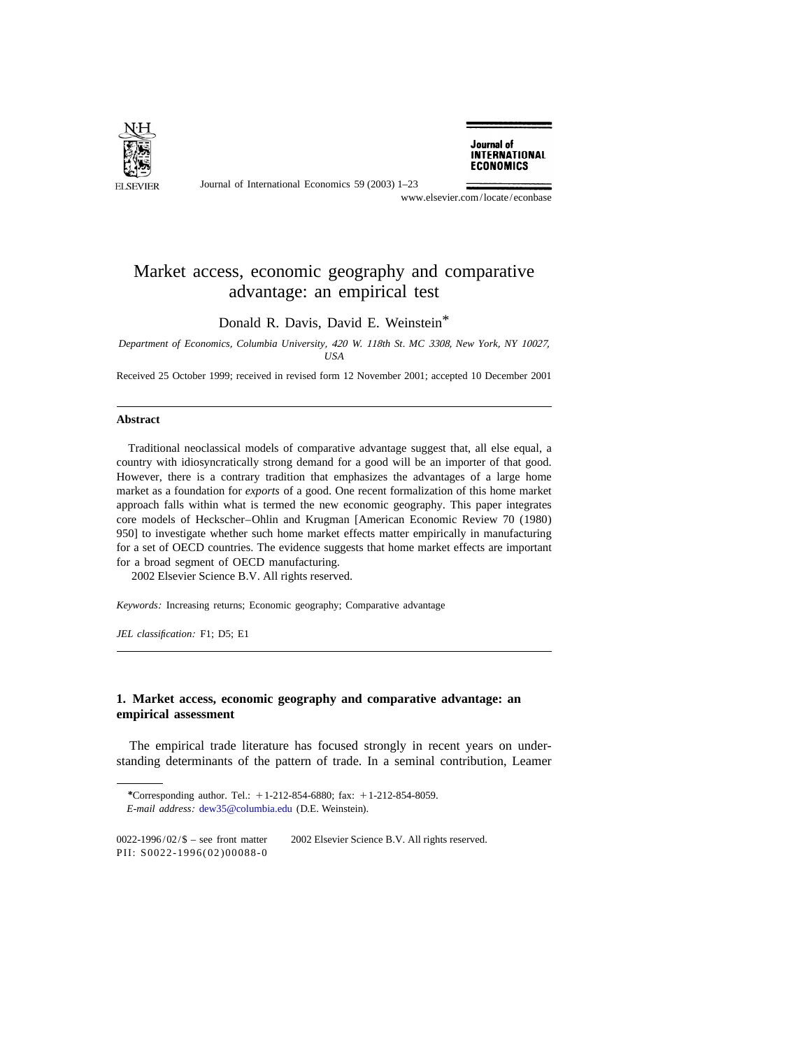# Market access, economic geography and comparative advantage: an empirical test

Donald R. Davis, David E. Weinstein*

*Department of Economics, Columbia University, 420 W. 118th St. MC 3308, New York, NY 10027, USA*

Received 25 October 1999; received in revised form 12 November 2001; accepted 10 December 2001

## Abstract

Traditional neoclassical models of comparative advantage suggest that, all else equal, a country with idiosyncratically strong demand for a good will be an importer of that good. However, there is a contrary tradition that emphasizes the advantages of a large home market as a foundation for *exports* of a good. One recent formalization of this home market approach falls within what is termed the new economic geography. This paper integrates core models of Heckscher–Ohlin and Krugman [American Economic Review 70 (1980) 950] to investigate whether such home market effects matter empirically in manufacturing for a set of OECD countries. The evidence suggests that home market effects are important for a broad segment of OECD manufacturing.

2002 Elsevier Science B.V. All rights reserved.

*Keywords:* Increasing returns; Economic geography; Comparative advantage

*JEL classification:* F1; D5; E1

## 1. Market access, economic geography and comparative advantage: an empirical assessment

The empirical trade literature has focused strongly in recent years on understanding determinants of the pattern of trade. In a seminal contribution, Leamer

*Corresponding author. Tel.: +1-212-854-6880; fax: +1-212-854-8059.
*E-mail address:* dew35@columbia.edu (D.E. Weinstein).

0022-1996/02/$ – see front matter 2002 Elsevier Science B.V. All rights reserved.
PII: S0022-1996(02)00088-0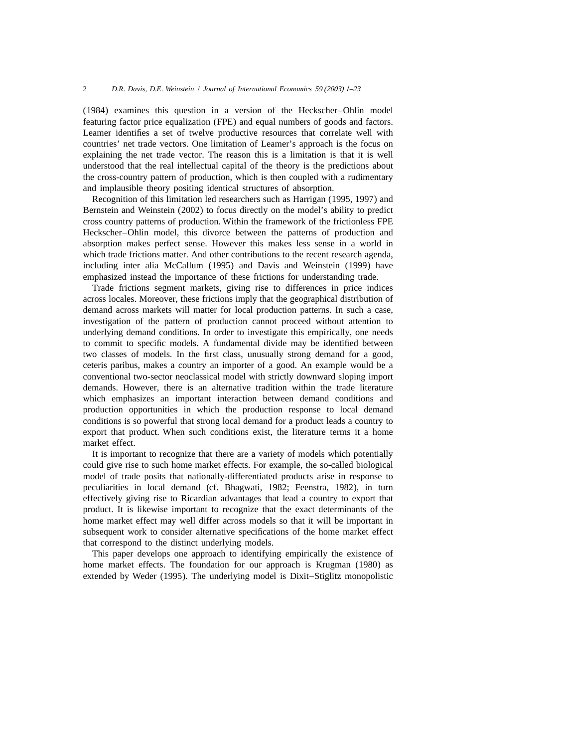(1984) examines this question in a version of the Heckscher–Ohlin model featuring factor price equalization (FPE) and equal numbers of goods and factors. Leamer identifies a set of twelve productive resources that correlate well with countries' net trade vectors. One limitation of Leamer's approach is the focus on explaining the net trade vector. The reason this is a limitation is that it is well understood that the real intellectual capital of the theory is the predictions about the cross-country pattern of production, which is then coupled with a rudimentary and implausible theory positing identical structures of absorption.

Recognition of this limitation led researchers such as Harrigan (1995, 1997) and Bernstein and Weinstein (2002) to focus directly on the model's ability to predict cross country patterns of production. Within the framework of the frictionless FPE Heckscher–Ohlin model, this divorce between the patterns of production and absorption makes perfect sense. However this makes less sense in a world in which trade frictions matter. And other contributions to the recent research agenda, including inter alia McCallum (1995) and Davis and Weinstein (1999) have emphasized instead the importance of these frictions for understanding trade.

Trade frictions segment markets, giving rise to differences in price indices across locales. Moreover, these frictions imply that the geographical distribution of demand across markets will matter for local production patterns. In such a case, investigation of the pattern of production cannot proceed without attention to underlying demand conditions. In order to investigate this empirically, one needs to commit to specific models. A fundamental divide may be identified between two classes of models. In the first class, unusually strong demand for a good, ceteris paribus, makes a country an importer of a good. An example would be a conventional two-sector neoclassical model with strictly downward sloping import demands. However, there is an alternative tradition within the trade literature which emphasizes an important interaction between demand conditions and production opportunities in which the production response to local demand conditions is so powerful that strong local demand for a product leads a country to export that product. When such conditions exist, the literature terms it a home market effect.

It is important to recognize that there are a variety of models which potentially could give rise to such home market effects. For example, the so-called biological model of trade posits that nationally-differentiated products arise in response to peculiarities in local demand (cf. Bhagwati, 1982; Feenstra, 1982), in turn effectively giving rise to Ricardian advantages that lead a country to export that product. It is likewise important to recognize that the exact determinants of the home market effect may well differ across models so that it will be important in subsequent work to consider alternative specifications of the home market effect that correspond to the distinct underlying models.

This paper develops one approach to identifying empirically the existence of home market effects. The foundation for our approach is Krugman (1980) as extended by Weder (1995). The underlying model is Dixit–Stiglitz monopolistic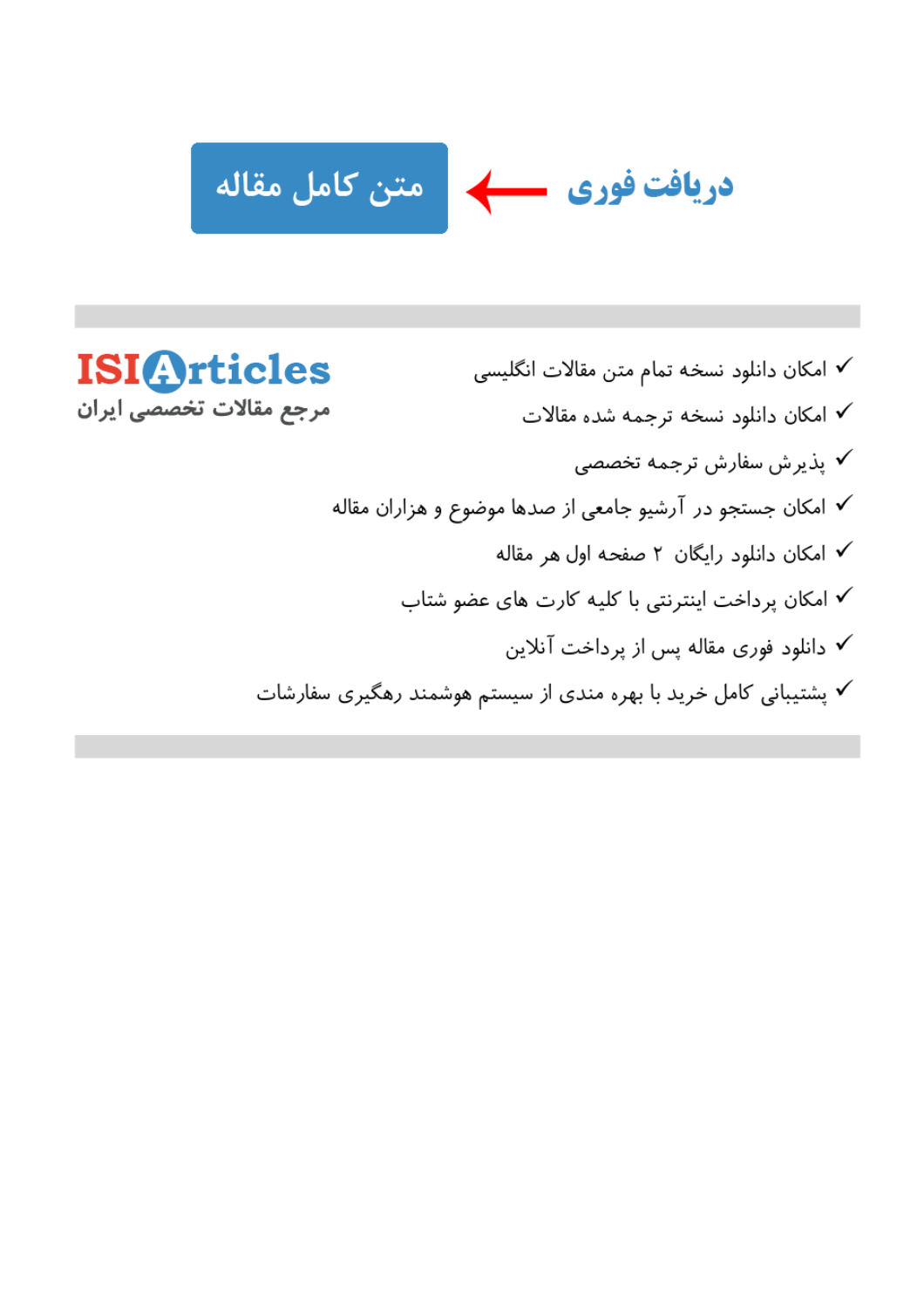دریافت فوری ← **متن کامل مقاله**

---

**ISIArticles**
مرجع مقالات تخصصی ایران

- ✓ امکان دانلود نسخه تمام متن مقالات انگلیسی
- ✓ امکان دانلود نسخه ترجمه شده مقالات
- ✓ پذیرش سفارش ترجمه تخصصی
- ✓ امکان جستجو در آرشیو جامعی از صدها موضوع و هزاران مقاله
- ✓ امکان دانلود رایگان ۲ صفحه اول هر مقاله
- ✓ امکان پرداخت اینترنتی با کلیه کارت های عضو شتاب
- ✓ دانلود فوری مقاله پس از پرداخت آنلاین
- ✓ پشتیبانی کامل خرید با بهره مندی از سیستم هوشمند رهگیری سفارشات

---